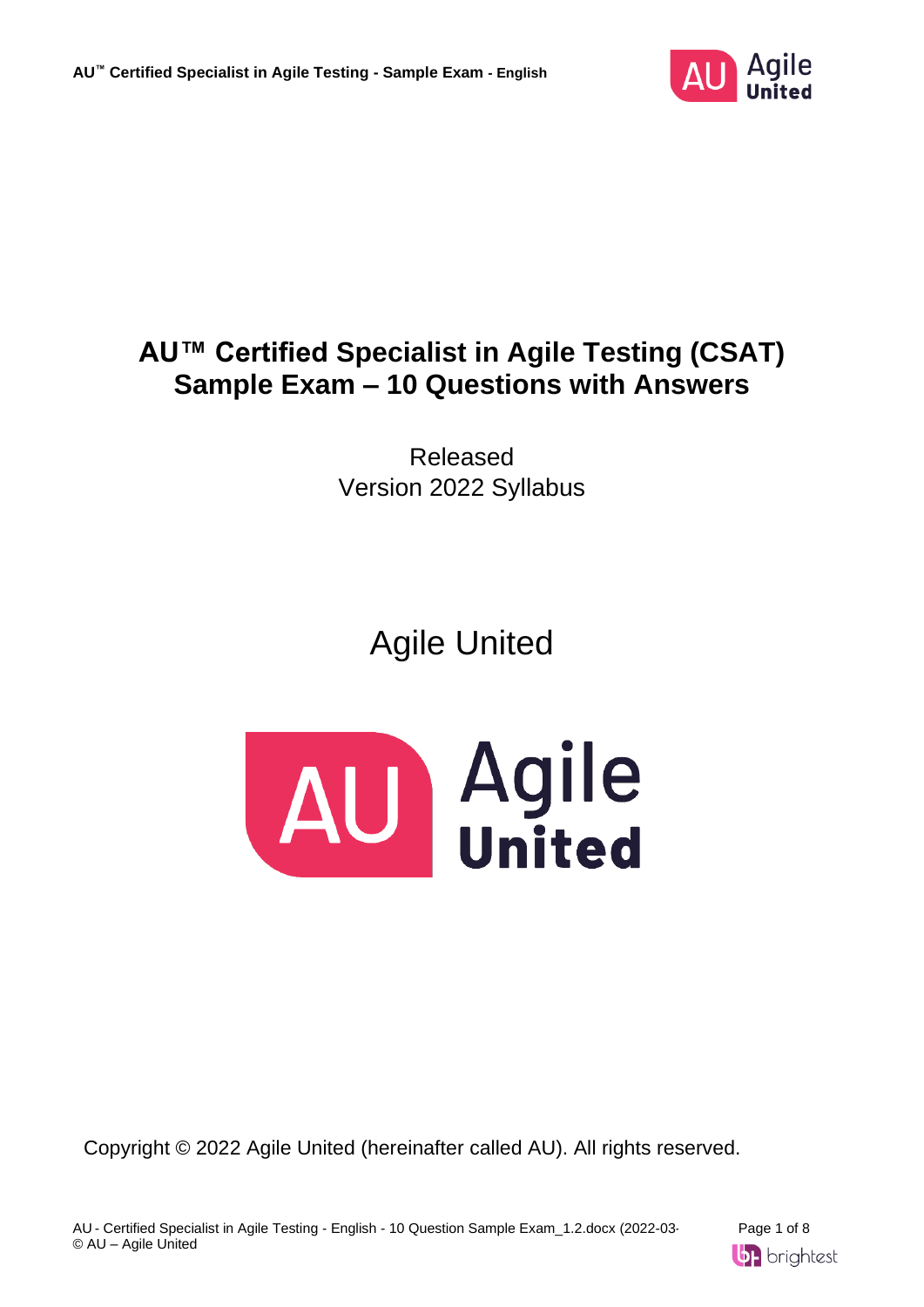# AU™ Certified Specialist in Agile Testing (CSAT) Sample Exam – 10 Questions with Answers

Released
Version 2022 Syllabus

Agile United

Copyright © 2022 Agile United (hereinafter called AU). All rights reserved.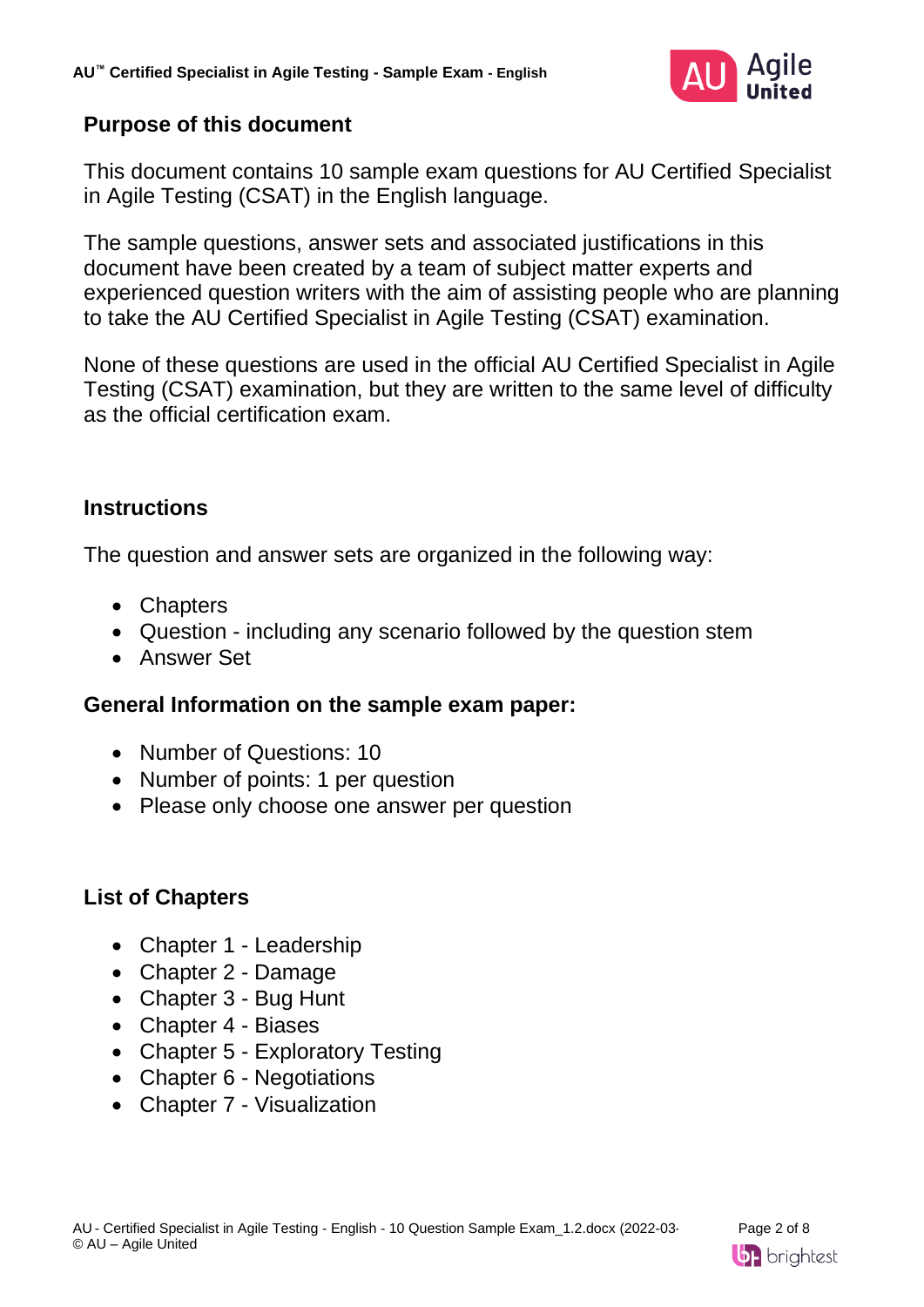## Purpose of this document

This document contains 10 sample exam questions for AU Certified Specialist in Agile Testing (CSAT) in the English language.

The sample questions, answer sets and associated justifications in this document have been created by a team of subject matter experts and experienced question writers with the aim of assisting people who are planning to take the AU Certified Specialist in Agile Testing (CSAT) examination.

None of these questions are used in the official AU Certified Specialist in Agile Testing (CSAT) examination, but they are written to the same level of difficulty as the official certification exam.

## Instructions

The question and answer sets are organized in the following way:

- Chapters
- Question - including any scenario followed by the question stem
- Answer Set

### General Information on the sample exam paper:

- Number of Questions: 10
- Number of points: 1 per question
- Please only choose one answer per question

## List of Chapters

- Chapter 1 - Leadership
- Chapter 2 - Damage
- Chapter 3 - Bug Hunt
- Chapter 4 - Biases
- Chapter 5 - Exploratory Testing
- Chapter 6 - Negotiations
- Chapter 7 - Visualization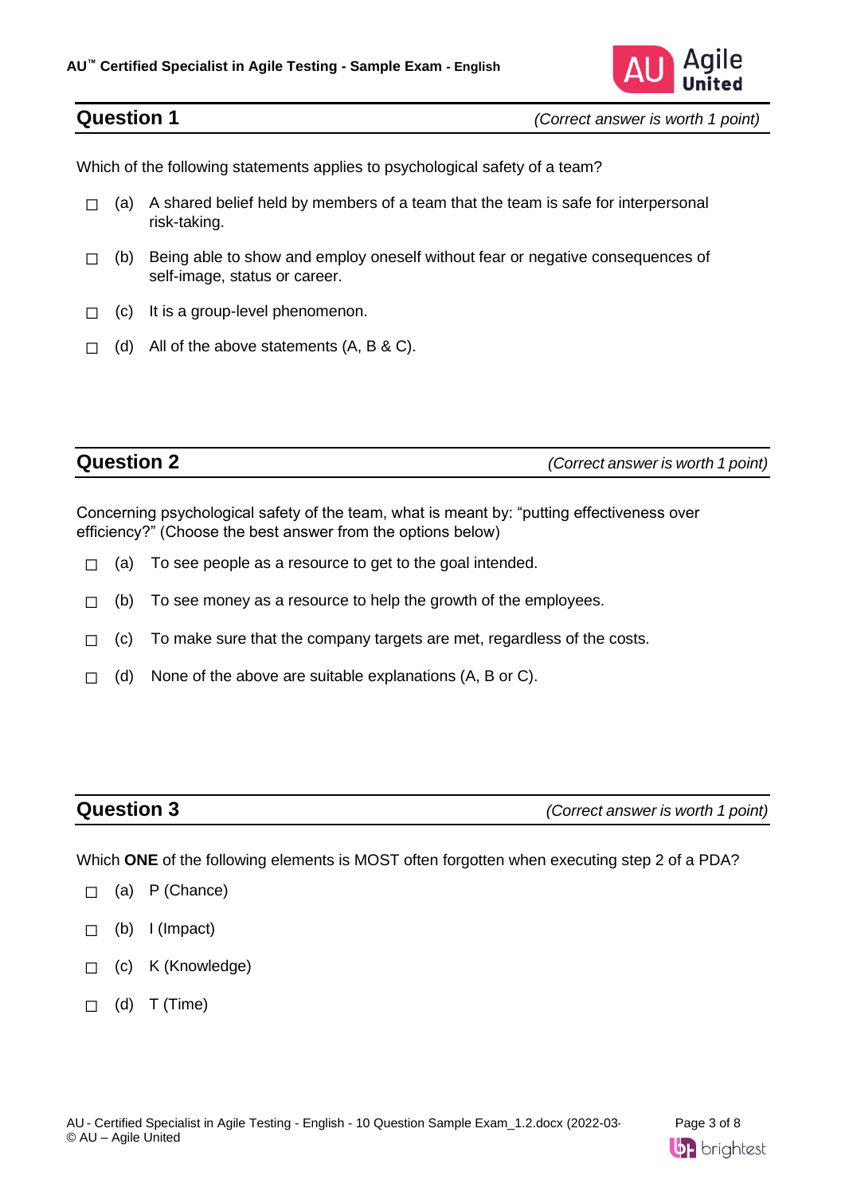## Question 1

*(Correct answer is worth 1 point)*

Which of the following statements applies to psychological safety of a team?

- ☐ (a) A shared belief held by members of a team that the team is safe for interpersonal risk-taking.
- ☐ (b) Being able to show and employ oneself without fear or negative consequences of self-image, status or career.
- ☐ (c) It is a group-level phenomenon.
- ☐ (d) All of the above statements (A, B & C).

## Question 2

*(Correct answer is worth 1 point)*

Concerning psychological safety of the team, what is meant by: “putting effectiveness over efficiency?” (Choose the best answer from the options below)

- ☐ (a) To see people as a resource to get to the goal intended.
- ☐ (b) To see money as a resource to help the growth of the employees.
- ☐ (c) To make sure that the company targets are met, regardless of the costs.
- ☐ (d) None of the above are suitable explanations (A, B or C).

## Question 3

*(Correct answer is worth 1 point)*

Which **ONE** of the following elements is MOST often forgotten when executing step 2 of a PDA?

- ☐ (a) P (Chance)
- ☐ (b) I (Impact)
- ☐ (c) K (Knowledge)
- ☐ (d) T (Time)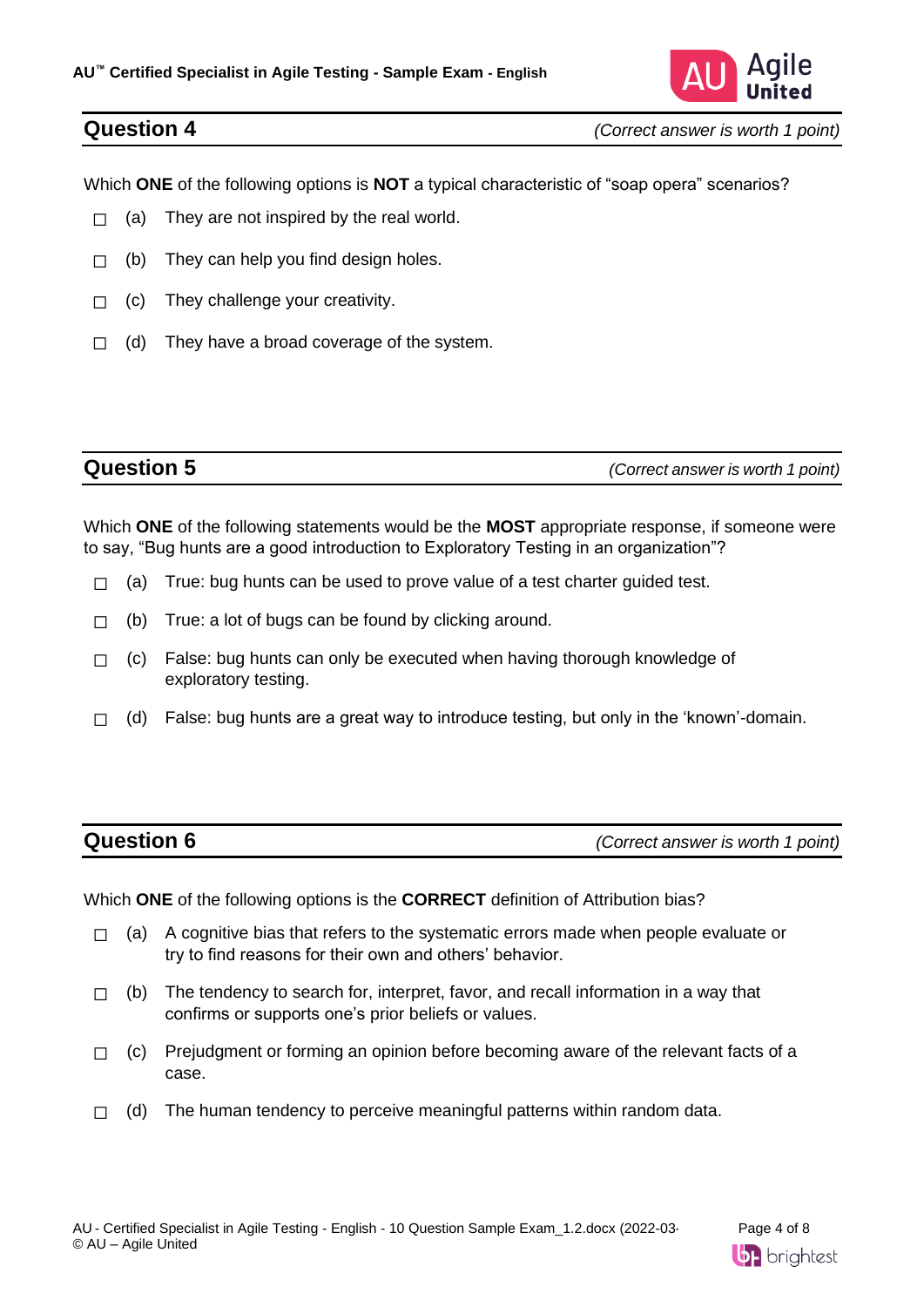## Question 4

*(Correct answer is worth 1 point)*

Which **ONE** of the following options is **NOT** a typical characteristic of “soap opera” scenarios?

- ☐ (a) They are not inspired by the real world.
- ☐ (b) They can help you find design holes.
- ☐ (c) They challenge your creativity.
- ☐ (d) They have a broad coverage of the system.

## Question 5

*(Correct answer is worth 1 point)*

Which **ONE** of the following statements would be the **MOST** appropriate response, if someone were to say, “Bug hunts are a good introduction to Exploratory Testing in an organization”?

- ☐ (a) True: bug hunts can be used to prove value of a test charter guided test.
- ☐ (b) True: a lot of bugs can be found by clicking around.
- ☐ (c) False: bug hunts can only be executed when having thorough knowledge of exploratory testing.
- ☐ (d) False: bug hunts are a great way to introduce testing, but only in the ‘known’-domain.

## Question 6

*(Correct answer is worth 1 point)*

Which **ONE** of the following options is the **CORRECT** definition of Attribution bias?

- ☐ (a) A cognitive bias that refers to the systematic errors made when people evaluate or try to find reasons for their own and others’ behavior.
- ☐ (b) The tendency to search for, interpret, favor, and recall information in a way that confirms or supports one’s prior beliefs or values.
- ☐ (c) Prejudgment or forming an opinion before becoming aware of the relevant facts of a case.
- ☐ (d) The human tendency to perceive meaningful patterns within random data.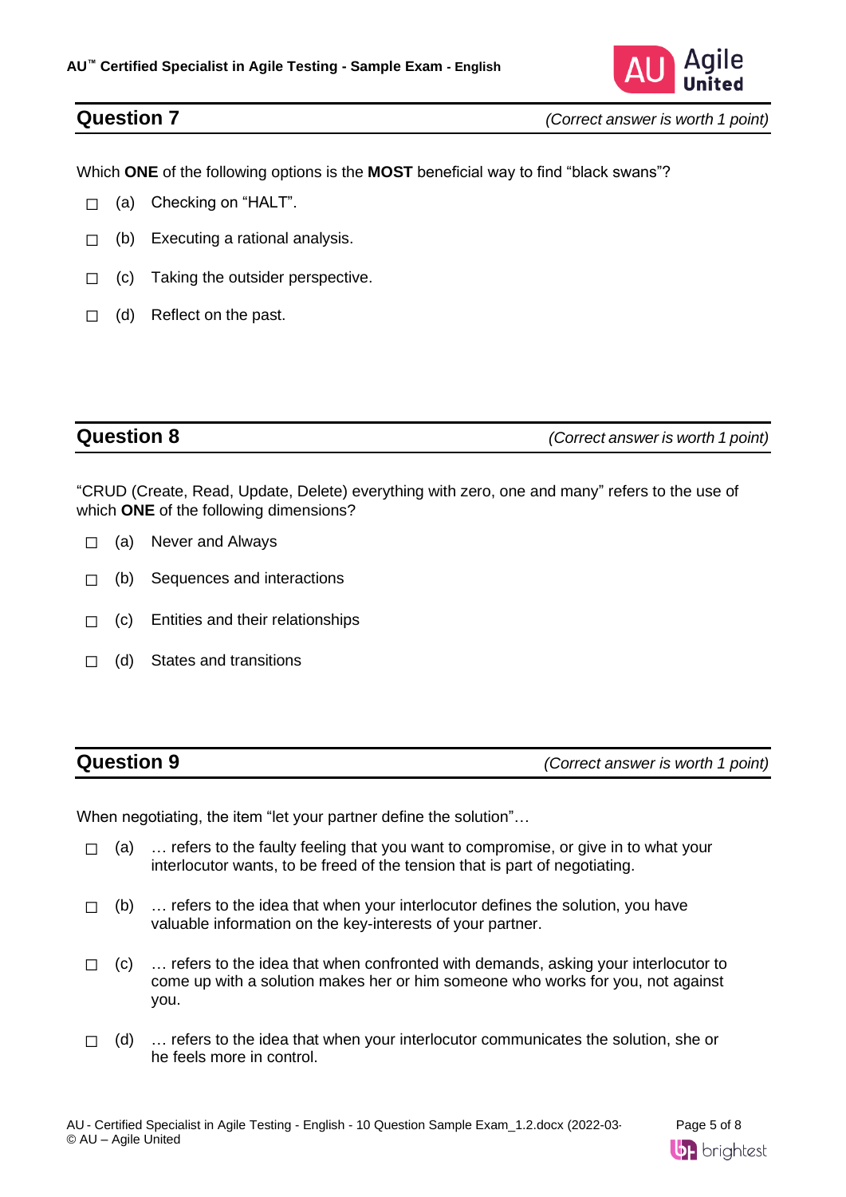## Question 7

*(Correct answer is worth 1 point)*

Which **ONE** of the following options is the **MOST** beneficial way to find “black swans”?

- ☐ (a) Checking on “HALT”.
- ☐ (b) Executing a rational analysis.
- ☐ (c) Taking the outsider perspective.
- ☐ (d) Reflect on the past.

## Question 8

*(Correct answer is worth 1 point)*

“CRUD (Create, Read, Update, Delete) everything with zero, one and many” refers to the use of which **ONE** of the following dimensions?

- ☐ (a) Never and Always
- ☐ (b) Sequences and interactions
- ☐ (c) Entities and their relationships
- ☐ (d) States and transitions

## Question 9

*(Correct answer is worth 1 point)*

When negotiating, the item “let your partner define the solution”…

- ☐ (a) … refers to the faulty feeling that you want to compromise, or give in to what your interlocutor wants, to be freed of the tension that is part of negotiating.
- ☐ (b) … refers to the idea that when your interlocutor defines the solution, you have valuable information on the key-interests of your partner.
- ☐ (c) … refers to the idea that when confronted with demands, asking your interlocutor to come up with a solution makes her or him someone who works for you, not against you.
- ☐ (d) … refers to the idea that when your interlocutor communicates the solution, she or he feels more in control.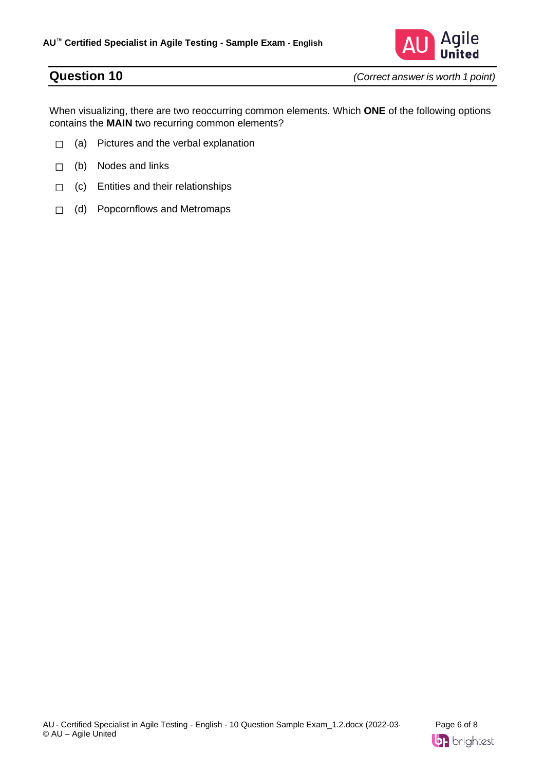## Question 10

*(Correct answer is worth 1 point)*

When visualizing, there are two reoccurring common elements. Which **ONE** of the following options contains the **MAIN** two recurring common elements?

- ☐ (a) Pictures and the verbal explanation
- ☐ (b) Nodes and links
- ☐ (c) Entities and their relationships
- ☐ (d) Popcornflows and Metromaps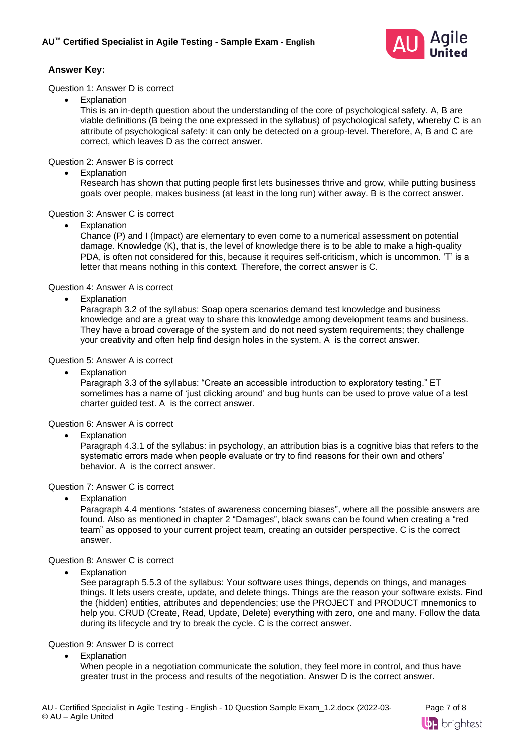### Answer Key:

Question 1: Answer D is correct

- Explanation
  This is an in-depth question about the understanding of the core of psychological safety. A, B are viable definitions (B being the one expressed in the syllabus) of psychological safety, whereby C is an attribute of psychological safety: it can only be detected on a group-level. Therefore, A, B and C are correct, which leaves D as the correct answer.

Question 2: Answer B is correct

- Explanation
  Research has shown that putting people first lets businesses thrive and grow, while putting business goals over people, makes business (at least in the long run) wither away. B is the correct answer.

Question 3: Answer C is correct

- Explanation
  Chance (P) and I (Impact) are elementary to even come to a numerical assessment on potential damage. Knowledge (K), that is, the level of knowledge there is to be able to make a high-quality PDA, is often not considered for this, because it requires self-criticism, which is uncommon. 'T' is a letter that means nothing in this context. Therefore, the correct answer is C.

Question 4: Answer A is correct

- Explanation
  Paragraph 3.2 of the syllabus: Soap opera scenarios demand test knowledge and business knowledge and are a great way to share this knowledge among development teams and business. They have a broad coverage of the system and do not need system requirements; they challenge your creativity and often help find design holes in the system. A is the correct answer.

Question 5: Answer A is correct

- Explanation
  Paragraph 3.3 of the syllabus: "Create an accessible introduction to exploratory testing." ET sometimes has a name of 'just clicking around' and bug hunts can be used to prove value of a test charter guided test. A is the correct answer.

Question 6: Answer A is correct

- Explanation
  Paragraph 4.3.1 of the syllabus: in psychology, an attribution bias is a cognitive bias that refers to the systematic errors made when people evaluate or try to find reasons for their own and others' behavior. A is the correct answer.

Question 7: Answer C is correct

- Explanation
  Paragraph 4.4 mentions "states of awareness concerning biases", where all the possible answers are found. Also as mentioned in chapter 2 "Damages", black swans can be found when creating a "red team" as opposed to your current project team, creating an outsider perspective. C is the correct answer.

Question 8: Answer C is correct

- Explanation
  See paragraph 5.5.3 of the syllabus: Your software uses things, depends on things, and manages things. It lets users create, update, and delete things. Things are the reason your software exists. Find the (hidden) entities, attributes and dependencies; use the PROJECT and PRODUCT mnemonics to help you. CRUD (Create, Read, Update, Delete) everything with zero, one and many. Follow the data during its lifecycle and try to break the cycle. C is the correct answer.

Question 9: Answer D is correct

- Explanation
  When people in a negotiation communicate the solution, they feel more in control, and thus have greater trust in the process and results of the negotiation. Answer D is the correct answer.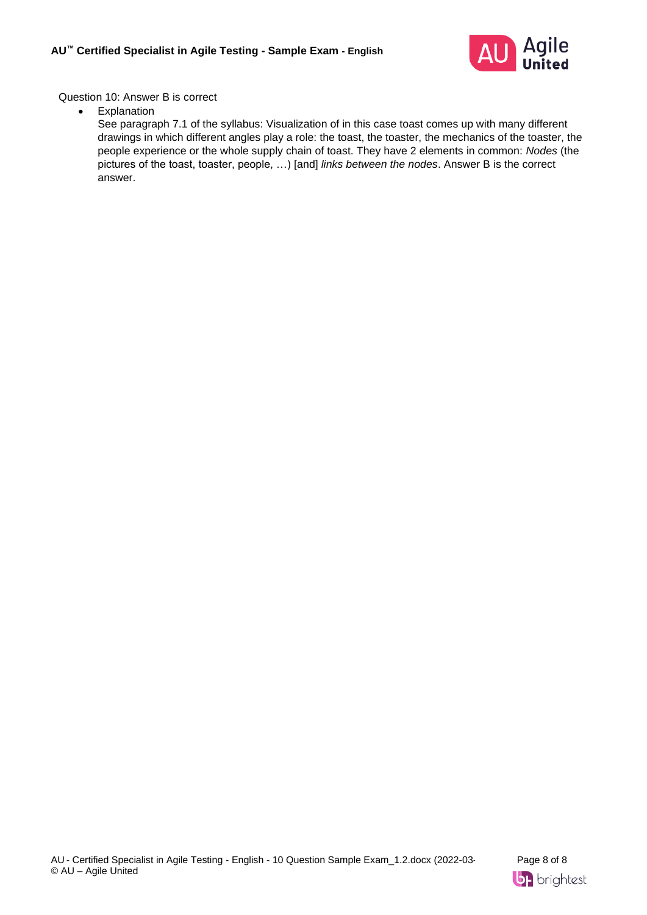Question 10: Answer B is correct

- Explanation

  See paragraph 7.1 of the syllabus: Visualization of in this case toast comes up with many different drawings in which different angles play a role: the toast, the toaster, the mechanics of the toaster, the people experience or the whole supply chain of toast. They have 2 elements in common: *Nodes* (the pictures of the toast, toaster, people, …) [and] *links between the nodes*. Answer B is the correct answer.